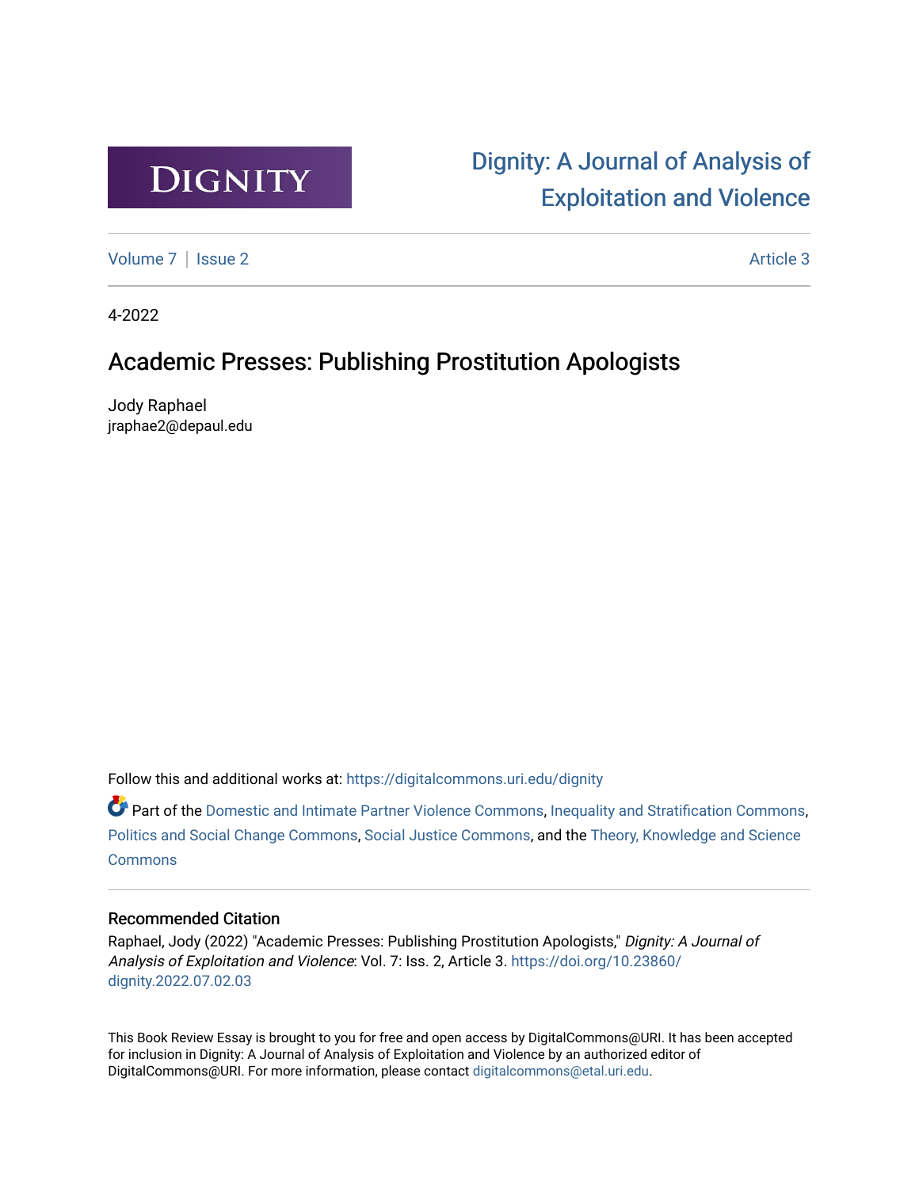DIGNITY

# Dignity: A Journal of Analysis of Exploitation and Violence

Volume 7 | Issue 2 | Article 3

4-2022

## Academic Presses: Publishing Prostitution Apologists

Jody Raphael
jraphae2@depaul.edu

Follow this and additional works at: https://digitalcommons.uri.edu/dignity

Part of the Domestic and Intimate Partner Violence Commons, Inequality and Stratification Commons, Politics and Social Change Commons, Social Justice Commons, and the Theory, Knowledge and Science Commons

### Recommended Citation

Raphael, Jody (2022) "Academic Presses: Publishing Prostitution Apologists," *Dignity: A Journal of Analysis of Exploitation and Violence*: Vol. 7: Iss. 2, Article 3. https://doi.org/10.23860/dignity.2022.07.02.03

This Book Review Essay is brought to you for free and open access by DigitalCommons@URI. It has been accepted for inclusion in Dignity: A Journal of Analysis of Exploitation and Violence by an authorized editor of DigitalCommons@URI. For more information, please contact digitalcommons@etal.uri.edu.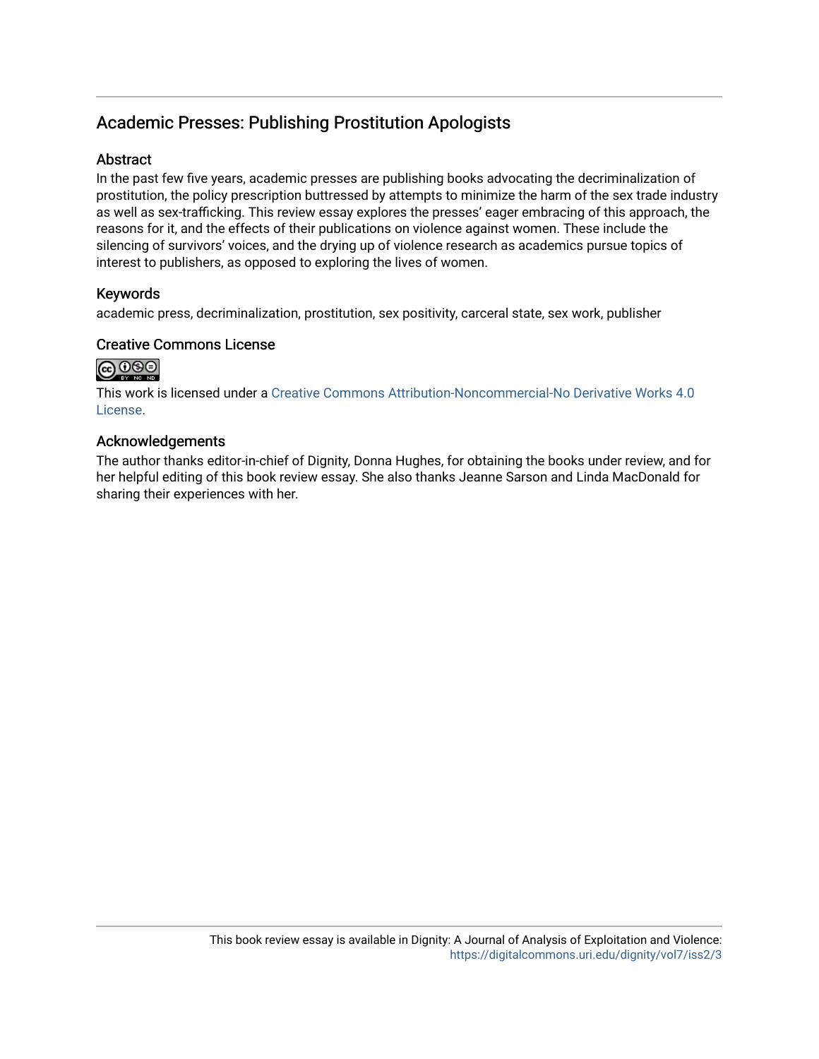# Academic Presses: Publishing Prostitution Apologists

## Abstract

In the past few five years, academic presses are publishing books advocating the decriminalization of prostitution, the policy prescription buttressed by attempts to minimize the harm of the sex trade industry as well as sex-trafficking. This review essay explores the presses' eager embracing of this approach, the reasons for it, and the effects of their publications on violence against women. These include the silencing of survivors' voices, and the drying up of violence research as academics pursue topics of interest to publishers, as opposed to exploring the lives of women.

## Keywords

academic press, decriminalization, prostitution, sex positivity, carceral state, sex work, publisher

## Creative Commons License

This work is licensed under a Creative Commons Attribution-Noncommercial-No Derivative Works 4.0 License.

## Acknowledgements

The author thanks editor-in-chief of Dignity, Donna Hughes, for obtaining the books under review, and for her helpful editing of this book review essay. She also thanks Jeanne Sarson and Linda MacDonald for sharing their experiences with her.

This book review essay is available in Dignity: A Journal of Analysis of Exploitation and Violence: https://digitalcommons.uri.edu/dignity/vol7/iss2/3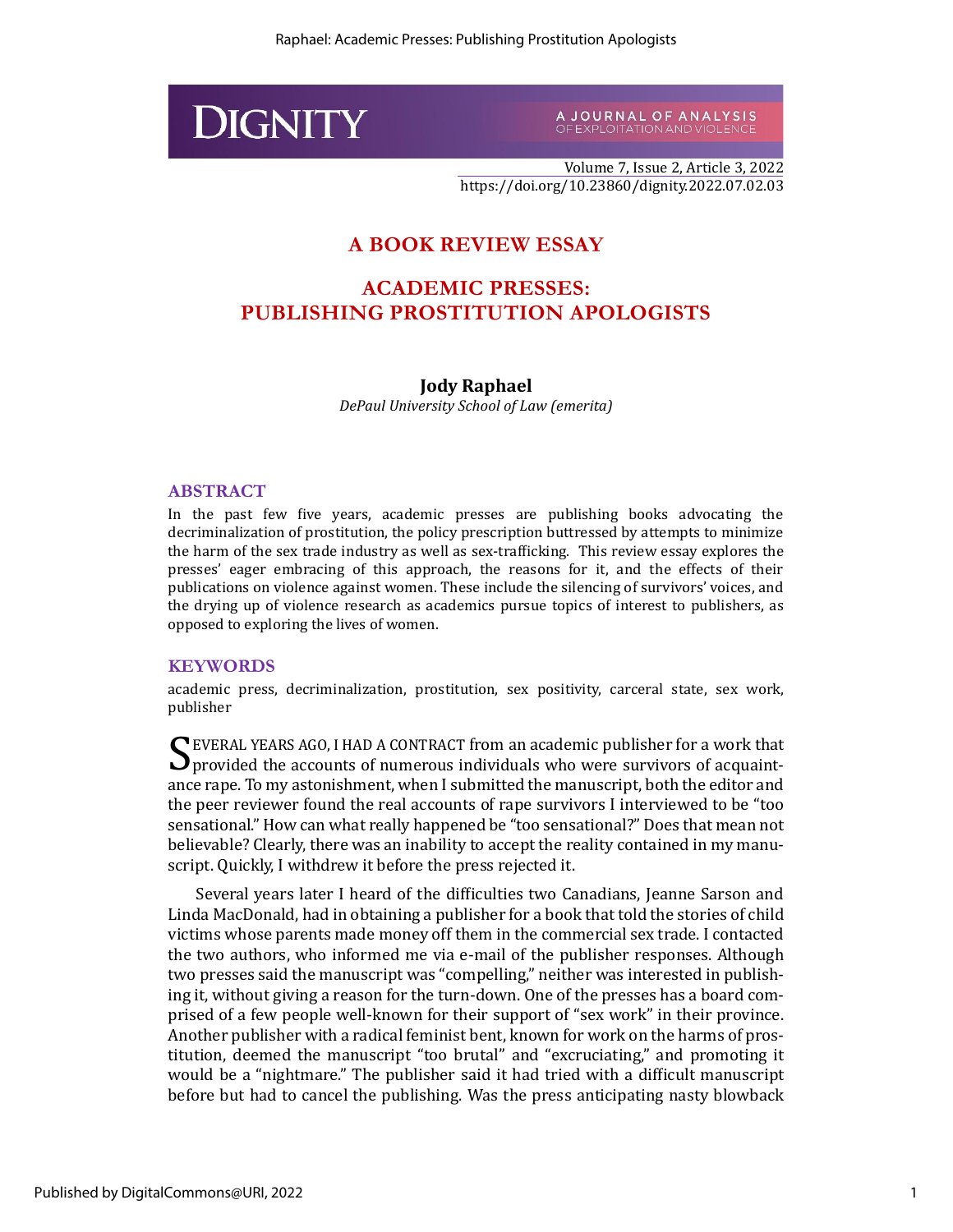# A BOOK REVIEW ESSAY

# ACADEMIC PRESSES: PUBLISHING PROSTITUTION APOLOGISTS

**Jody Raphael**

*DePaul University School of Law (emerita)*

## ABSTRACT

In the past few five years, academic presses are publishing books advocating the decriminalization of prostitution, the policy prescription buttressed by attempts to minimize the harm of the sex trade industry as well as sex-trafficking. This review essay explores the presses' eager embracing of this approach, the reasons for it, and the effects of their publications on violence against women. These include the silencing of survivors' voices, and the drying up of violence research as academics pursue topics of interest to publishers, as opposed to exploring the lives of women.

## KEYWORDS

academic press, decriminalization, prostitution, sex positivity, carceral state, sex work, publisher

SEVERAL YEARS AGO, I HAD A CONTRACT from an academic publisher for a work that provided the accounts of numerous individuals who were survivors of acquaintance rape. To my astonishment, when I submitted the manuscript, both the editor and the peer reviewer found the real accounts of rape survivors I interviewed to be "too sensational." How can what really happened be "too sensational?" Does that mean not believable? Clearly, there was an inability to accept the reality contained in my manuscript. Quickly, I withdrew it before the press rejected it.

Several years later I heard of the difficulties two Canadians, Jeanne Sarson and Linda MacDonald, had in obtaining a publisher for a book that told the stories of child victims whose parents made money off them in the commercial sex trade. I contacted the two authors, who informed me via e-mail of the publisher responses. Although two presses said the manuscript was "compelling," neither was interested in publishing it, without giving a reason for the turn-down. One of the presses has a board comprised of a few people well-known for their support of "sex work" in their province. Another publisher with a radical feminist bent, known for work on the harms of prostitution, deemed the manuscript "too brutal" and "excruciating," and promoting it would be a "nightmare." The publisher said it had tried with a difficult manuscript before but had to cancel the publishing. Was the press anticipating nasty blowback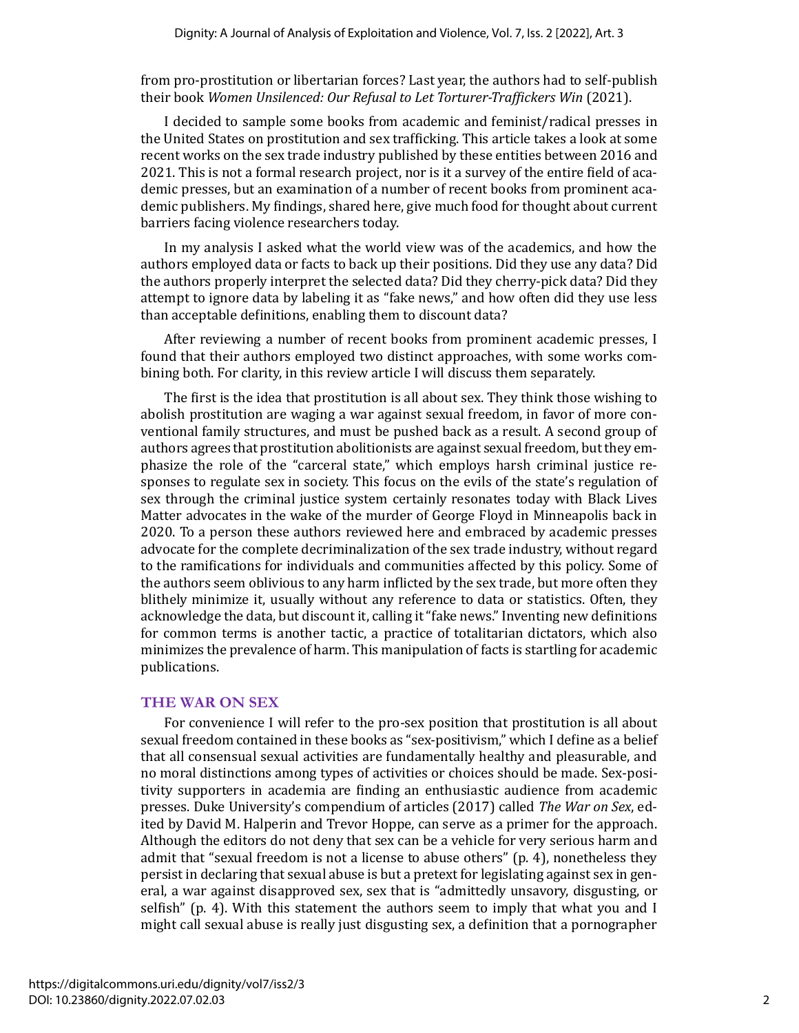from pro-prostitution or libertarian forces? Last year, the authors had to self-publish their book *Women Unsilenced: Our Refusal to Let Torturer-Traffickers Win* (2021).

I decided to sample some books from academic and feminist/radical presses in the United States on prostitution and sex trafficking. This article takes a look at some recent works on the sex trade industry published by these entities between 2016 and 2021. This is not a formal research project, nor is it a survey of the entire field of academic presses, but an examination of a number of recent books from prominent academic publishers. My findings, shared here, give much food for thought about current barriers facing violence researchers today.

In my analysis I asked what the world view was of the academics, and how the authors employed data or facts to back up their positions. Did they use any data? Did the authors properly interpret the selected data? Did they cherry-pick data? Did they attempt to ignore data by labeling it as "fake news," and how often did they use less than acceptable definitions, enabling them to discount data?

After reviewing a number of recent books from prominent academic presses, I found that their authors employed two distinct approaches, with some works combining both. For clarity, in this review article I will discuss them separately.

The first is the idea that prostitution is all about sex. They think those wishing to abolish prostitution are waging a war against sexual freedom, in favor of more conventional family structures, and must be pushed back as a result. A second group of authors agrees that prostitution abolitionists are against sexual freedom, but they emphasize the role of the "carceral state," which employs harsh criminal justice responses to regulate sex in society. This focus on the evils of the state's regulation of sex through the criminal justice system certainly resonates today with Black Lives Matter advocates in the wake of the murder of George Floyd in Minneapolis back in 2020. To a person these authors reviewed here and embraced by academic presses advocate for the complete decriminalization of the sex trade industry, without regard to the ramifications for individuals and communities affected by this policy. Some of the authors seem oblivious to any harm inflicted by the sex trade, but more often they blithely minimize it, usually without any reference to data or statistics. Often, they acknowledge the data, but discount it, calling it "fake news." Inventing new definitions for common terms is another tactic, a practice of totalitarian dictators, which also minimizes the prevalence of harm. This manipulation of facts is startling for academic publications.

## THE WAR ON SEX

For convenience I will refer to the pro-sex position that prostitution is all about sexual freedom contained in these books as "sex-positivism," which I define as a belief that all consensual sexual activities are fundamentally healthy and pleasurable, and no moral distinctions among types of activities or choices should be made. Sex-positivity supporters in academia are finding an enthusiastic audience from academic presses. Duke University's compendium of articles (2017) called *The War on Sex*, edited by David M. Halperin and Trevor Hoppe, can serve as a primer for the approach. Although the editors do not deny that sex can be a vehicle for very serious harm and admit that "sexual freedom is not a license to abuse others" (p. 4), nonetheless they persist in declaring that sexual abuse is but a pretext for legislating against sex in general, a war against disapproved sex, sex that is "admittedly unsavory, disgusting, or selfish" (p. 4). With this statement the authors seem to imply that what you and I might call sexual abuse is really just disgusting sex, a definition that a pornographer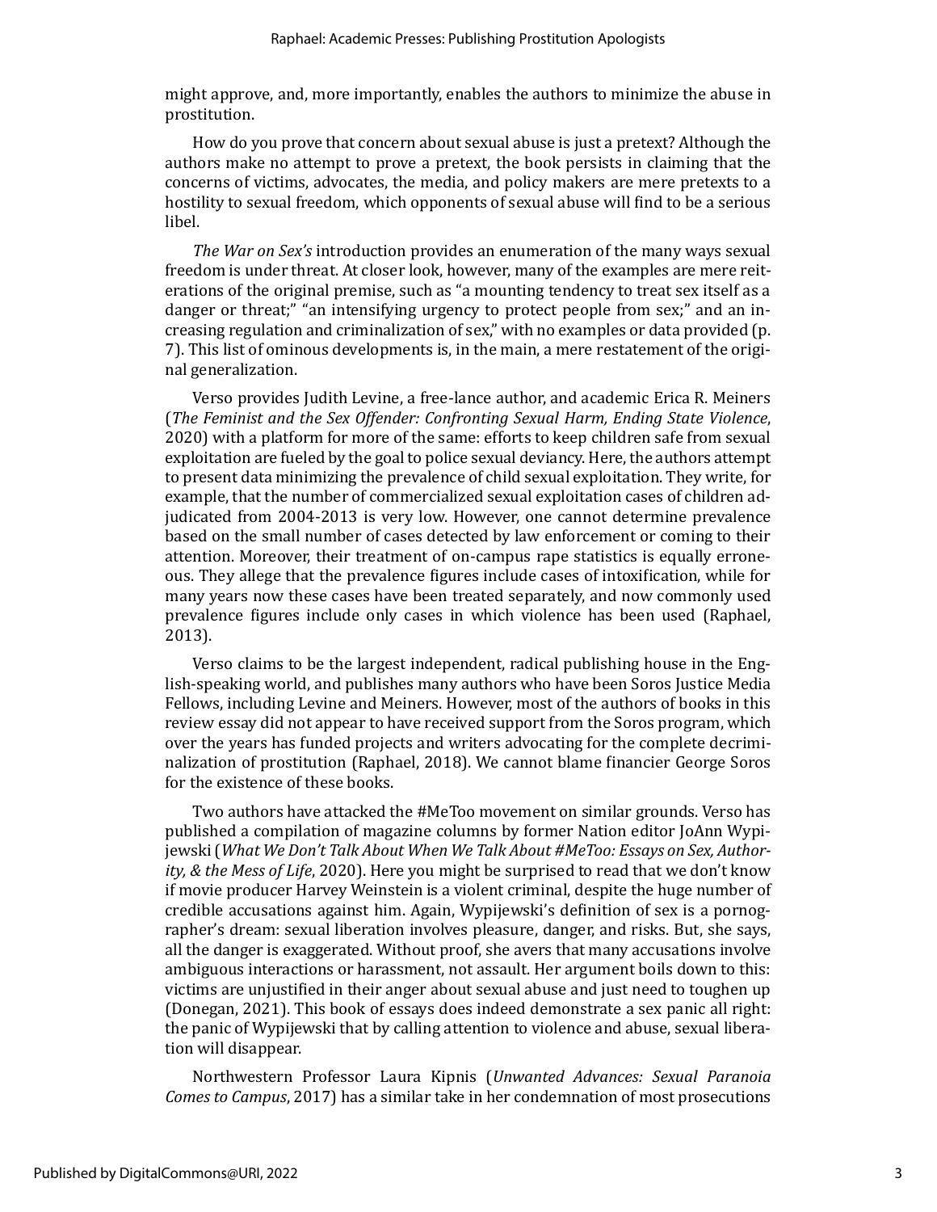might approve, and, more importantly, enables the authors to minimize the abuse in prostitution.

How do you prove that concern about sexual abuse is just a pretext? Although the authors make no attempt to prove a pretext, the book persists in claiming that the concerns of victims, advocates, the media, and policy makers are mere pretexts to a hostility to sexual freedom, which opponents of sexual abuse will find to be a serious libel.

*The War on Sex's* introduction provides an enumeration of the many ways sexual freedom is under threat. At closer look, however, many of the examples are mere reiterations of the original premise, such as "a mounting tendency to treat sex itself as a danger or threat;" "an intensifying urgency to protect people from sex;" and an increasing regulation and criminalization of sex," with no examples or data provided (p. 7). This list of ominous developments is, in the main, a mere restatement of the original generalization.

Verso provides Judith Levine, a free-lance author, and academic Erica R. Meiners (*The Feminist and the Sex Offender: Confronting Sexual Harm, Ending State Violence*, 2020) with a platform for more of the same: efforts to keep children safe from sexual exploitation are fueled by the goal to police sexual deviancy. Here, the authors attempt to present data minimizing the prevalence of child sexual exploitation. They write, for example, that the number of commercialized sexual exploitation cases of children adjudicated from 2004-2013 is very low. However, one cannot determine prevalence based on the small number of cases detected by law enforcement or coming to their attention. Moreover, their treatment of on-campus rape statistics is equally erroneous. They allege that the prevalence figures include cases of intoxification, while for many years now these cases have been treated separately, and now commonly used prevalence figures include only cases in which violence has been used (Raphael, 2013).

Verso claims to be the largest independent, radical publishing house in the English-speaking world, and publishes many authors who have been Soros Justice Media Fellows, including Levine and Meiners. However, most of the authors of books in this review essay did not appear to have received support from the Soros program, which over the years has funded projects and writers advocating for the complete decriminalization of prostitution (Raphael, 2018). We cannot blame financier George Soros for the existence of these books.

Two authors have attacked the #MeToo movement on similar grounds. Verso has published a compilation of magazine columns by former Nation editor JoAnn Wypijewski (*What We Don't Talk About When We Talk About #MeToo: Essays on Sex, Authority, & the Mess of Life*, 2020). Here you might be surprised to read that we don't know if movie producer Harvey Weinstein is a violent criminal, despite the huge number of credible accusations against him. Again, Wypijewski's definition of sex is a pornographer's dream: sexual liberation involves pleasure, danger, and risks. But, she says, all the danger is exaggerated. Without proof, she avers that many accusations involve ambiguous interactions or harassment, not assault. Her argument boils down to this: victims are unjustified in their anger about sexual abuse and just need to toughen up (Donegan, 2021). This book of essays does indeed demonstrate a sex panic all right: the panic of Wypijewski that by calling attention to violence and abuse, sexual liberation will disappear.

Northwestern Professor Laura Kipnis (*Unwanted Advances: Sexual Paranoia Comes to Campus*, 2017) has a similar take in her condemnation of most prosecutions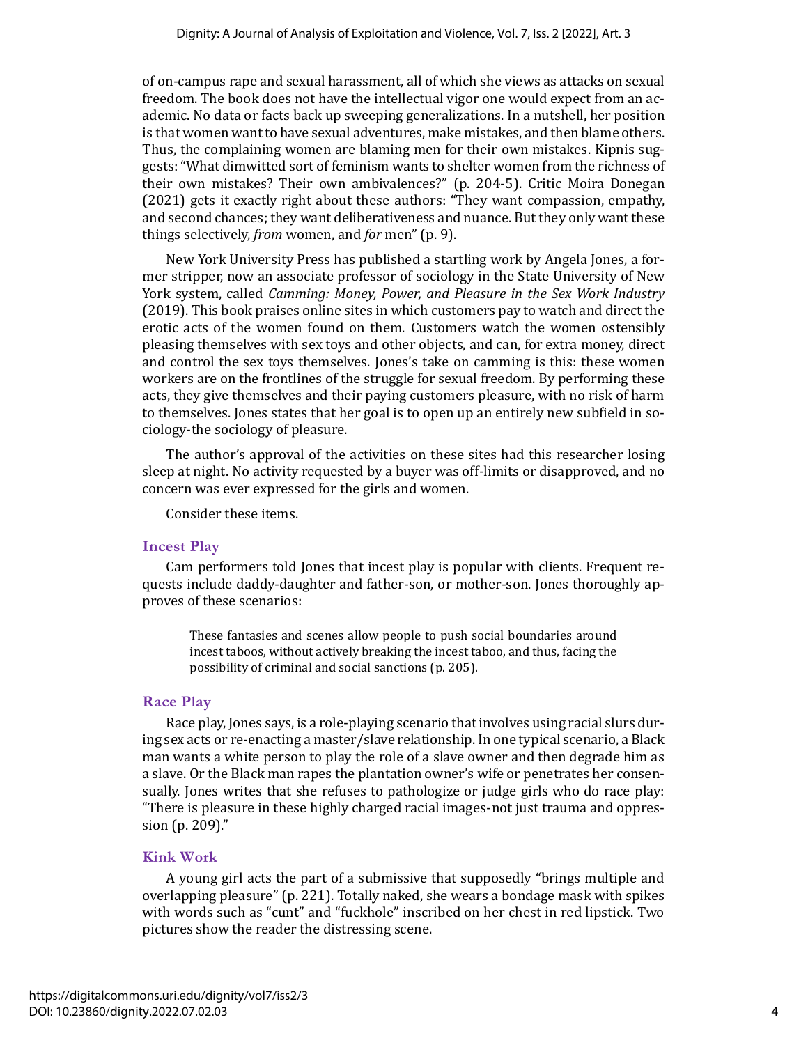of on-campus rape and sexual harassment, all of which she views as attacks on sexual freedom. The book does not have the intellectual vigor one would expect from an academic. No data or facts back up sweeping generalizations. In a nutshell, her position is that women want to have sexual adventures, make mistakes, and then blame others. Thus, the complaining women are blaming men for their own mistakes. Kipnis suggests: "What dimwitted sort of feminism wants to shelter women from the richness of their own mistakes? Their own ambivalences?" (p. 204-5). Critic Moira Donegan (2021) gets it exactly right about these authors: "They want compassion, empathy, and second chances; they want deliberativeness and nuance. But they only want these things selectively, *from* women, and *for* men" (p. 9).

New York University Press has published a startling work by Angela Jones, a former stripper, now an associate professor of sociology in the State University of New York system, called *Camming: Money, Power, and Pleasure in the Sex Work Industry* (2019). This book praises online sites in which customers pay to watch and direct the erotic acts of the women found on them. Customers watch the women ostensibly pleasing themselves with sex toys and other objects, and can, for extra money, direct and control the sex toys themselves. Jones's take on camming is this: these women workers are on the frontlines of the struggle for sexual freedom. By performing these acts, they give themselves and their paying customers pleasure, with no risk of harm to themselves. Jones states that her goal is to open up an entirely new subfield in sociology-the sociology of pleasure.

The author's approval of the activities on these sites had this researcher losing sleep at night. No activity requested by a buyer was off-limits or disapproved, and no concern was ever expressed for the girls and women.

Consider these items.

### Incest Play

Cam performers told Jones that incest play is popular with clients. Frequent requests include daddy-daughter and father-son, or mother-son. Jones thoroughly approves of these scenarios:

> These fantasies and scenes allow people to push social boundaries around incest taboos, without actively breaking the incest taboo, and thus, facing the possibility of criminal and social sanctions (p. 205).

### Race Play

Race play, Jones says, is a role-playing scenario that involves using racial slurs during sex acts or re-enacting a master/slave relationship. In one typical scenario, a Black man wants a white person to play the role of a slave owner and then degrade him as a slave. Or the Black man rapes the plantation owner's wife or penetrates her consensually. Jones writes that she refuses to pathologize or judge girls who do race play: "There is pleasure in these highly charged racial images-not just trauma and oppression (p. 209)."

### Kink Work

A young girl acts the part of a submissive that supposedly "brings multiple and overlapping pleasure" (p. 221). Totally naked, she wears a bondage mask with spikes with words such as "cunt" and "fuckhole" inscribed on her chest in red lipstick. Two pictures show the reader the distressing scene.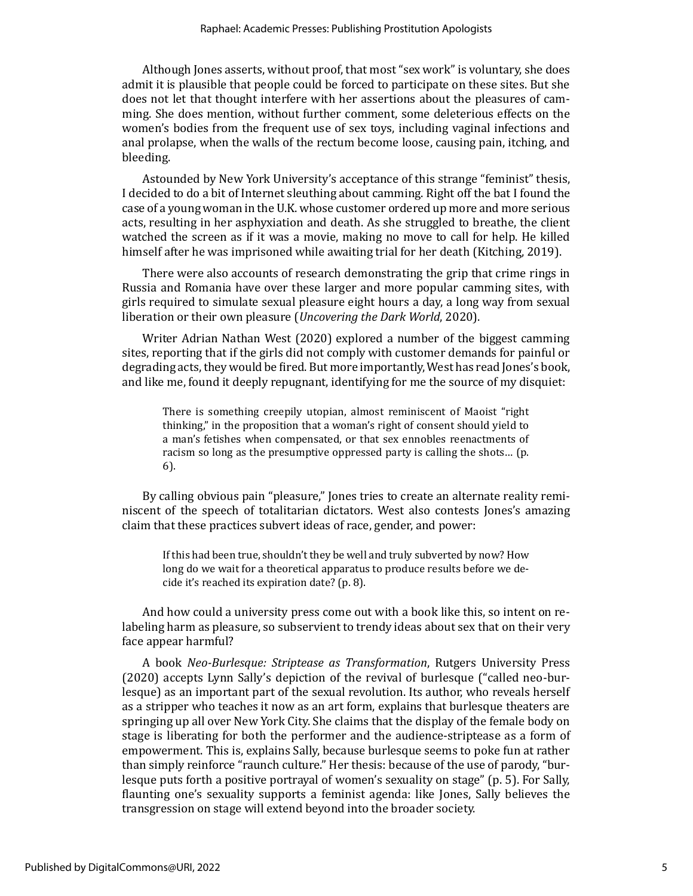Although Jones asserts, without proof, that most "sex work" is voluntary, she does admit it is plausible that people could be forced to participate on these sites. But she does not let that thought interfere with her assertions about the pleasures of camming. She does mention, without further comment, some deleterious effects on the women's bodies from the frequent use of sex toys, including vaginal infections and anal prolapse, when the walls of the rectum become loose, causing pain, itching, and bleeding.

Astounded by New York University's acceptance of this strange "feminist" thesis, I decided to do a bit of Internet sleuthing about camming. Right off the bat I found the case of a young woman in the U.K. whose customer ordered up more and more serious acts, resulting in her asphyxiation and death. As she struggled to breathe, the client watched the screen as if it was a movie, making no move to call for help. He killed himself after he was imprisoned while awaiting trial for her death (Kitching, 2019).

There were also accounts of research demonstrating the grip that crime rings in Russia and Romania have over these larger and more popular camming sites, with girls required to simulate sexual pleasure eight hours a day, a long way from sexual liberation or their own pleasure (*Uncovering the Dark World*, 2020).

Writer Adrian Nathan West (2020) explored a number of the biggest camming sites, reporting that if the girls did not comply with customer demands for painful or degrading acts, they would be fired. But more importantly, West has read Jones's book, and like me, found it deeply repugnant, identifying for me the source of my disquiet:

> There is something creepily utopian, almost reminiscent of Maoist "right thinking," in the proposition that a woman's right of consent should yield to a man's fetishes when compensated, or that sex ennobles reenactments of racism so long as the presumptive oppressed party is calling the shots… (p. 6).

By calling obvious pain "pleasure," Jones tries to create an alternate reality reminiscent of the speech of totalitarian dictators. West also contests Jones's amazing claim that these practices subvert ideas of race, gender, and power:

> If this had been true, shouldn't they be well and truly subverted by now? How long do we wait for a theoretical apparatus to produce results before we decide it's reached its expiration date? (p. 8).

And how could a university press come out with a book like this, so intent on relabeling harm as pleasure, so subservient to trendy ideas about sex that on their very face appear harmful?

A book *Neo-Burlesque: Striptease as Transformation*, Rutgers University Press (2020) accepts Lynn Sally's depiction of the revival of burlesque ("called neo-burlesque) as an important part of the sexual revolution. Its author, who reveals herself as a stripper who teaches it now as an art form, explains that burlesque theaters are springing up all over New York City. She claims that the display of the female body on stage is liberating for both the performer and the audience-striptease as a form of empowerment. This is, explains Sally, because burlesque seems to poke fun at rather than simply reinforce "raunch culture." Her thesis: because of the use of parody, "burlesque puts forth a positive portrayal of women's sexuality on stage" (p. 5). For Sally, flaunting one's sexuality supports a feminist agenda: like Jones, Sally believes the transgression on stage will extend beyond into the broader society.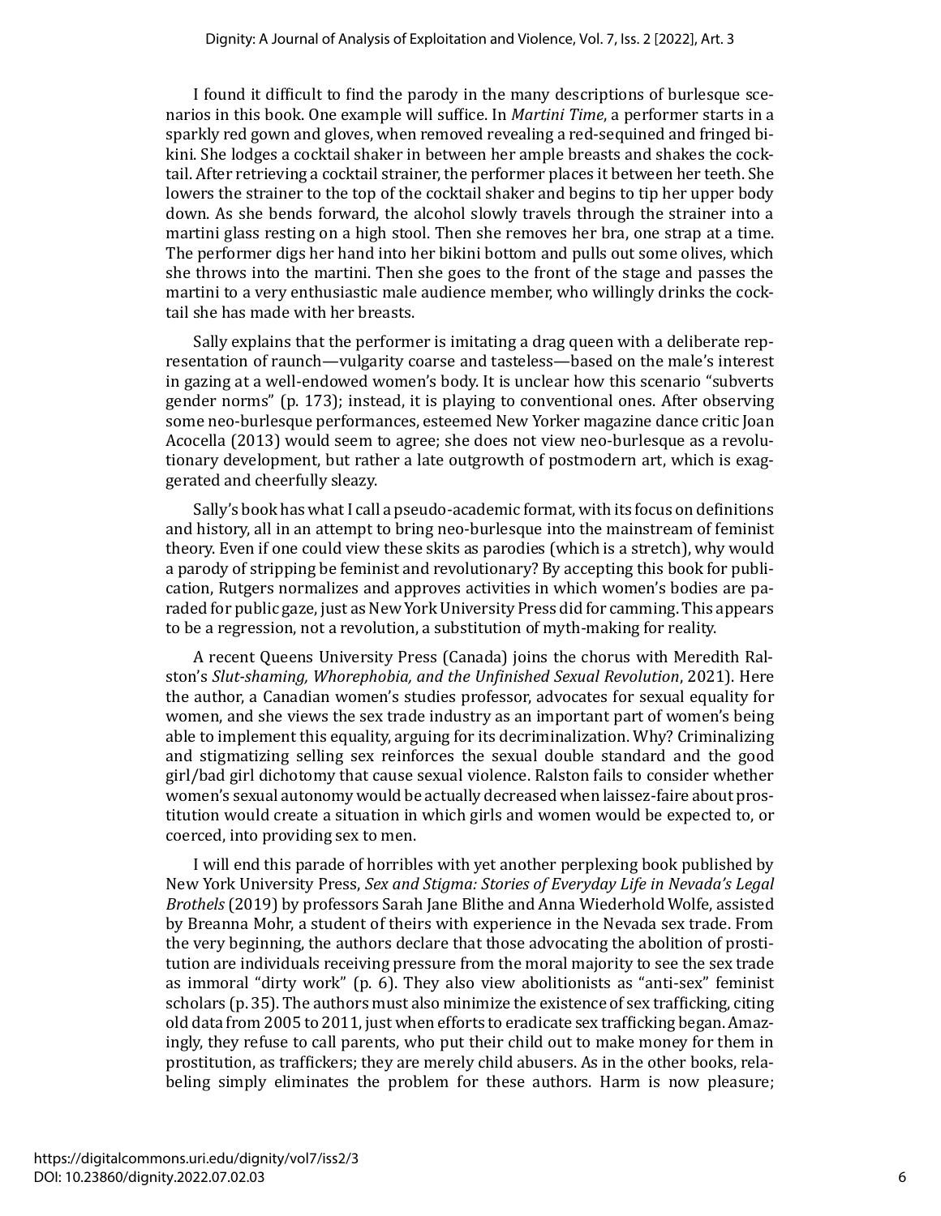I found it difficult to find the parody in the many descriptions of burlesque scenarios in this book. One example will suffice. In *Martini Time*, a performer starts in a sparkly red gown and gloves, when removed revealing a red-sequined and fringed bikini. She lodges a cocktail shaker in between her ample breasts and shakes the cocktail. After retrieving a cocktail strainer, the performer places it between her teeth. She lowers the strainer to the top of the cocktail shaker and begins to tip her upper body down. As she bends forward, the alcohol slowly travels through the strainer into a martini glass resting on a high stool. Then she removes her bra, one strap at a time. The performer digs her hand into her bikini bottom and pulls out some olives, which she throws into the martini. Then she goes to the front of the stage and passes the martini to a very enthusiastic male audience member, who willingly drinks the cocktail she has made with her breasts.

Sally explains that the performer is imitating a drag queen with a deliberate representation of raunch—vulgarity coarse and tasteless—based on the male's interest in gazing at a well-endowed women's body. It is unclear how this scenario "subverts gender norms" (p. 173); instead, it is playing to conventional ones. After observing some neo-burlesque performances, esteemed New Yorker magazine dance critic Joan Acocella (2013) would seem to agree; she does not view neo-burlesque as a revolutionary development, but rather a late outgrowth of postmodern art, which is exaggerated and cheerfully sleazy.

Sally's book has what I call a pseudo-academic format, with its focus on definitions and history, all in an attempt to bring neo-burlesque into the mainstream of feminist theory. Even if one could view these skits as parodies (which is a stretch), why would a parody of stripping be feminist and revolutionary? By accepting this book for publication, Rutgers normalizes and approves activities in which women's bodies are paraded for public gaze, just as New York University Press did for camming. This appears to be a regression, not a revolution, a substitution of myth-making for reality.

A recent Queens University Press (Canada) joins the chorus with Meredith Ralston's *Slut-shaming, Whorephobia, and the Unfinished Sexual Revolution*, 2021). Here the author, a Canadian women's studies professor, advocates for sexual equality for women, and she views the sex trade industry as an important part of women's being able to implement this equality, arguing for its decriminalization. Why? Criminalizing and stigmatizing selling sex reinforces the sexual double standard and the good girl/bad girl dichotomy that cause sexual violence. Ralston fails to consider whether women's sexual autonomy would be actually decreased when laissez-faire about prostitution would create a situation in which girls and women would be expected to, or coerced, into providing sex to men.

I will end this parade of horribles with yet another perplexing book published by New York University Press, *Sex and Stigma: Stories of Everyday Life in Nevada's Legal Brothels* (2019) by professors Sarah Jane Blithe and Anna Wiederhold Wolfe, assisted by Breanna Mohr, a student of theirs with experience in the Nevada sex trade. From the very beginning, the authors declare that those advocating the abolition of prostitution are individuals receiving pressure from the moral majority to see the sex trade as immoral "dirty work" (p. 6). They also view abolitionists as "anti-sex" feminist scholars (p. 35). The authors must also minimize the existence of sex trafficking, citing old data from 2005 to 2011, just when efforts to eradicate sex trafficking began. Amazingly, they refuse to call parents, who put their child out to make money for them in prostitution, as traffickers; they are merely child abusers. As in the other books, relabeling simply eliminates the problem for these authors. Harm is now pleasure;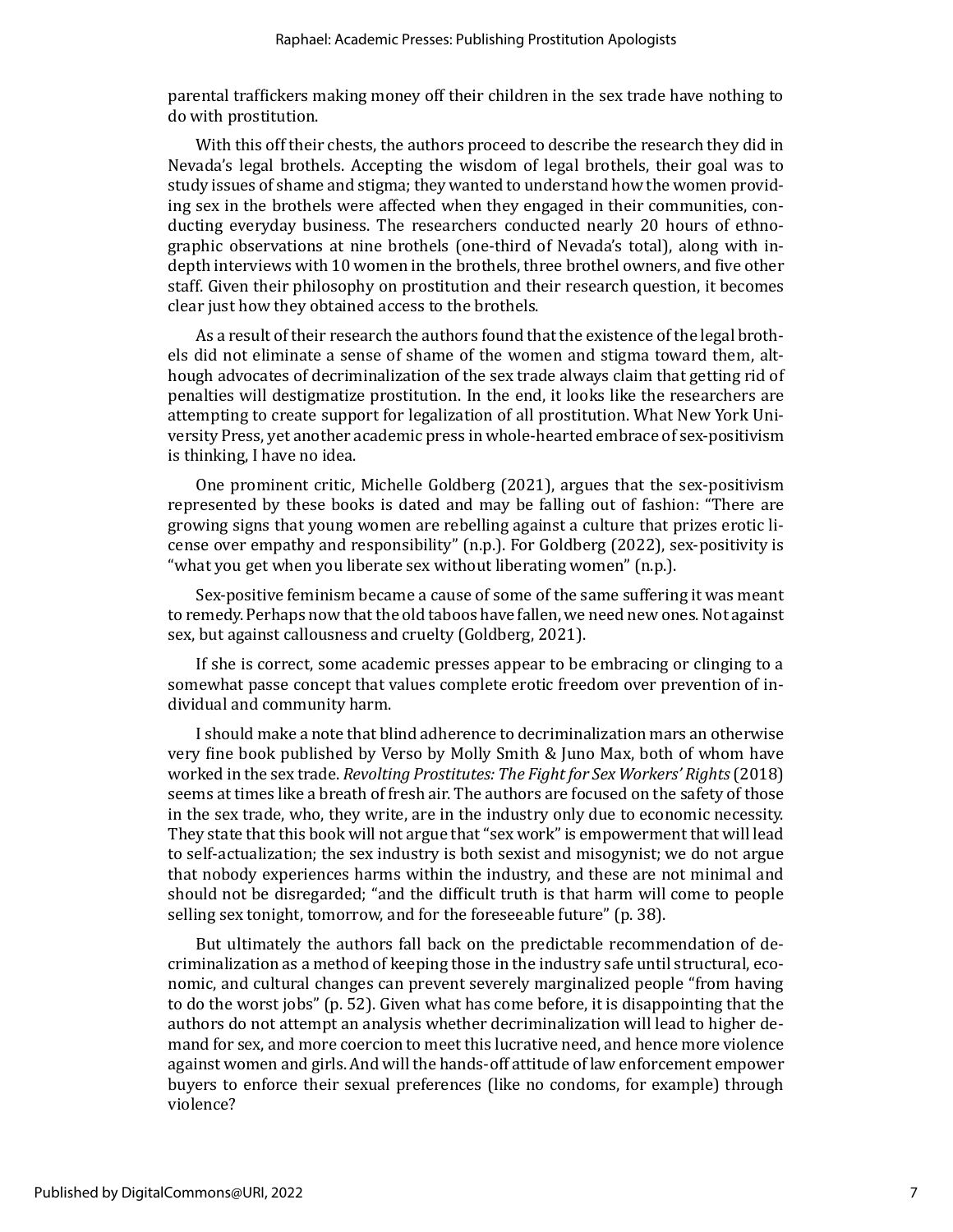parental traffickers making money off their children in the sex trade have nothing to do with prostitution.

With this off their chests, the authors proceed to describe the research they did in Nevada's legal brothels. Accepting the wisdom of legal brothels, their goal was to study issues of shame and stigma; they wanted to understand how the women providing sex in the brothels were affected when they engaged in their communities, conducting everyday business. The researchers conducted nearly 20 hours of ethnographic observations at nine brothels (one-third of Nevada's total), along with in-depth interviews with 10 women in the brothels, three brothel owners, and five other staff. Given their philosophy on prostitution and their research question, it becomes clear just how they obtained access to the brothels.

As a result of their research the authors found that the existence of the legal brothels did not eliminate a sense of shame of the women and stigma toward them, although advocates of decriminalization of the sex trade always claim that getting rid of penalties will destigmatize prostitution. In the end, it looks like the researchers are attempting to create support for legalization of all prostitution. What New York University Press, yet another academic press in whole-hearted embrace of sex-positivism is thinking, I have no idea.

One prominent critic, Michelle Goldberg (2021), argues that the sex-positivism represented by these books is dated and may be falling out of fashion: "There are growing signs that young women are rebelling against a culture that prizes erotic license over empathy and responsibility" (n.p.). For Goldberg (2022), sex-positivity is "what you get when you liberate sex without liberating women" (n.p.).

Sex-positive feminism became a cause of some of the same suffering it was meant to remedy. Perhaps now that the old taboos have fallen, we need new ones. Not against sex, but against callousness and cruelty (Goldberg, 2021).

If she is correct, some academic presses appear to be embracing or clinging to a somewhat passe concept that values complete erotic freedom over prevention of individual and community harm.

I should make a note that blind adherence to decriminalization mars an otherwise very fine book published by Verso by Molly Smith & Juno Max, both of whom have worked in the sex trade. *Revolting Prostitutes: The Fight for Sex Workers' Rights* (2018) seems at times like a breath of fresh air. The authors are focused on the safety of those in the sex trade, who, they write, are in the industry only due to economic necessity. They state that this book will not argue that "sex work" is empowerment that will lead to self-actualization; the sex industry is both sexist and misogynist; we do not argue that nobody experiences harms within the industry, and these are not minimal and should not be disregarded; "and the difficult truth is that harm will come to people selling sex tonight, tomorrow, and for the foreseeable future" (p. 38).

But ultimately the authors fall back on the predictable recommendation of decriminalization as a method of keeping those in the industry safe until structural, economic, and cultural changes can prevent severely marginalized people "from having to do the worst jobs" (p. 52). Given what has come before, it is disappointing that the authors do not attempt an analysis whether decriminalization will lead to higher demand for sex, and more coercion to meet this lucrative need, and hence more violence against women and girls. And will the hands-off attitude of law enforcement empower buyers to enforce their sexual preferences (like no condoms, for example) through violence?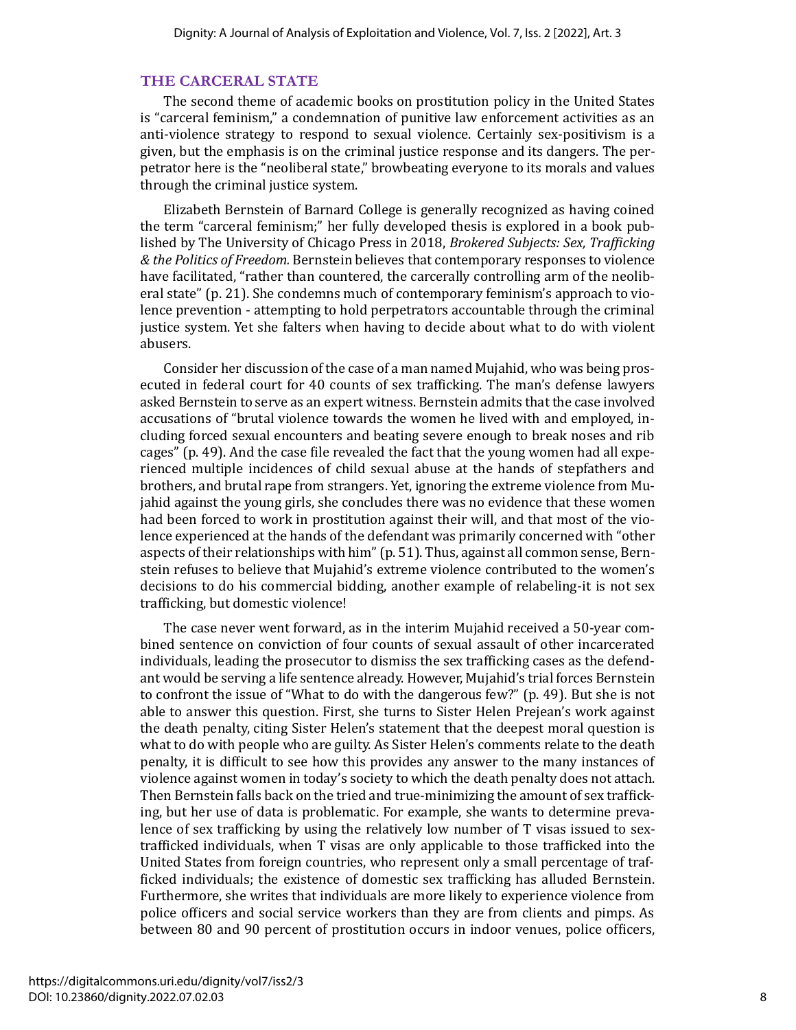## THE CARCERAL STATE

The second theme of academic books on prostitution policy in the United States is "carceral feminism," a condemnation of punitive law enforcement activities as an anti-violence strategy to respond to sexual violence. Certainly sex-positivism is a given, but the emphasis is on the criminal justice response and its dangers. The perpetrator here is the "neoliberal state," browbeating everyone to its morals and values through the criminal justice system.

Elizabeth Bernstein of Barnard College is generally recognized as having coined the term "carceral feminism;" her fully developed thesis is explored in a book published by The University of Chicago Press in 2018, *Brokered Subjects: Sex, Trafficking & the Politics of Freedom.* Bernstein believes that contemporary responses to violence have facilitated, "rather than countered, the carcerally controlling arm of the neoliberal state" (p. 21). She condemns much of contemporary feminism's approach to violence prevention - attempting to hold perpetrators accountable through the criminal justice system. Yet she falters when having to decide about what to do with violent abusers.

Consider her discussion of the case of a man named Mujahid, who was being prosecuted in federal court for 40 counts of sex trafficking. The man's defense lawyers asked Bernstein to serve as an expert witness. Bernstein admits that the case involved accusations of "brutal violence towards the women he lived with and employed, including forced sexual encounters and beating severe enough to break noses and rib cages" (p. 49). And the case file revealed the fact that the young women had all experienced multiple incidences of child sexual abuse at the hands of stepfathers and brothers, and brutal rape from strangers. Yet, ignoring the extreme violence from Mujahid against the young girls, she concludes there was no evidence that these women had been forced to work in prostitution against their will, and that most of the violence experienced at the hands of the defendant was primarily concerned with "other aspects of their relationships with him" (p. 51). Thus, against all common sense, Bernstein refuses to believe that Mujahid's extreme violence contributed to the women's decisions to do his commercial bidding, another example of relabeling-it is not sex trafficking, but domestic violence!

The case never went forward, as in the interim Mujahid received a 50-year combined sentence on conviction of four counts of sexual assault of other incarcerated individuals, leading the prosecutor to dismiss the sex trafficking cases as the defendant would be serving a life sentence already. However, Mujahid's trial forces Bernstein to confront the issue of "What to do with the dangerous few?" (p. 49). But she is not able to answer this question. First, she turns to Sister Helen Prejean's work against the death penalty, citing Sister Helen's statement that the deepest moral question is what to do with people who are guilty. As Sister Helen's comments relate to the death penalty, it is difficult to see how this provides any answer to the many instances of violence against women in today's society to which the death penalty does not attach. Then Bernstein falls back on the tried and true-minimizing the amount of sex trafficking, but her use of data is problematic. For example, she wants to determine prevalence of sex trafficking by using the relatively low number of T visas issued to sex-trafficked individuals, when T visas are only applicable to those trafficked into the United States from foreign countries, who represent only a small percentage of trafficked individuals; the existence of domestic sex trafficking has alluded Bernstein. Furthermore, she writes that individuals are more likely to experience violence from police officers and social service workers than they are from clients and pimps. As between 80 and 90 percent of prostitution occurs in indoor venues, police officers,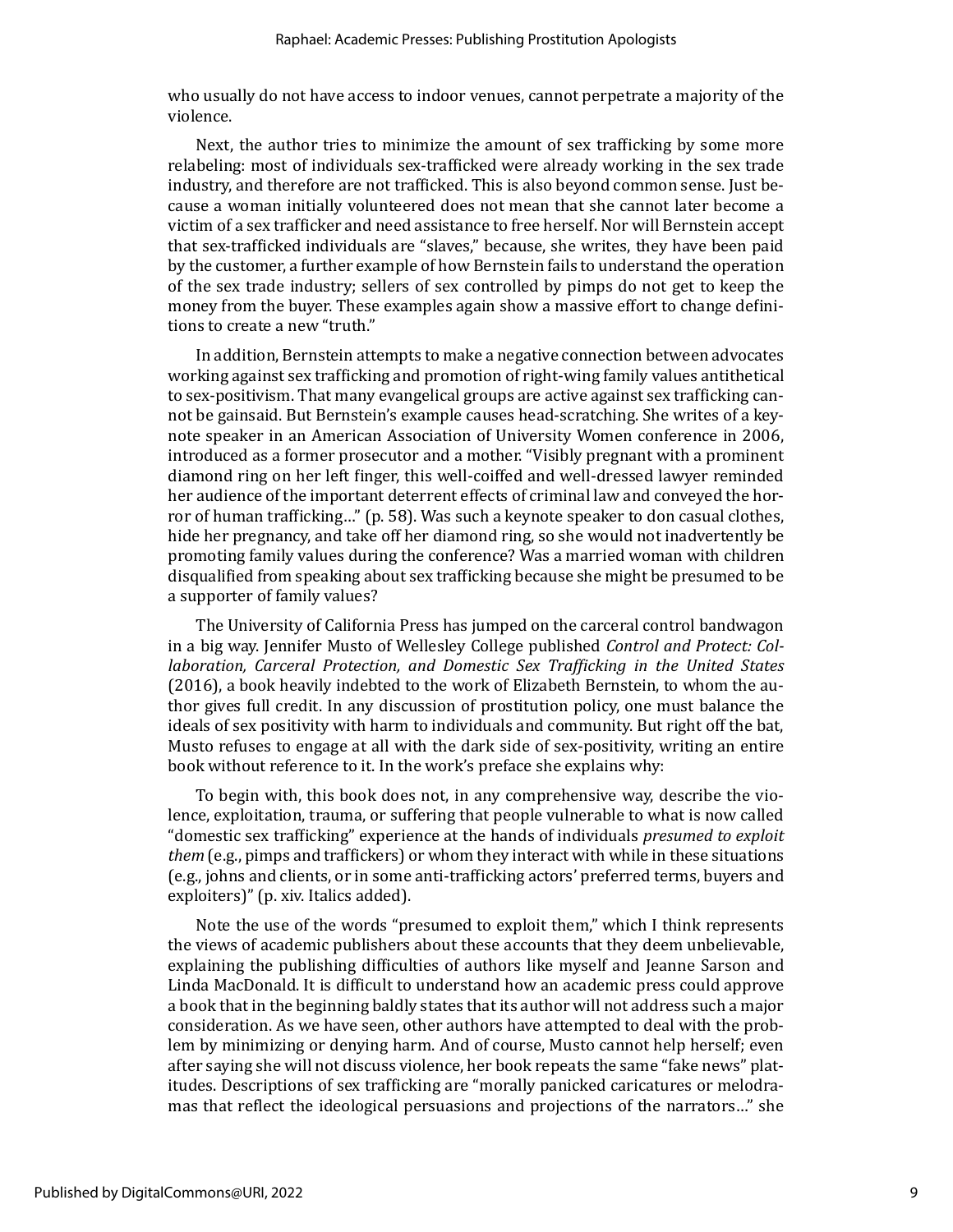who usually do not have access to indoor venues, cannot perpetrate a majority of the violence.

Next, the author tries to minimize the amount of sex trafficking by some more relabeling: most of individuals sex-trafficked were already working in the sex trade industry, and therefore are not trafficked. This is also beyond common sense. Just because a woman initially volunteered does not mean that she cannot later become a victim of a sex trafficker and need assistance to free herself. Nor will Bernstein accept that sex-trafficked individuals are "slaves," because, she writes, they have been paid by the customer, a further example of how Bernstein fails to understand the operation of the sex trade industry; sellers of sex controlled by pimps do not get to keep the money from the buyer. These examples again show a massive effort to change definitions to create a new "truth."

In addition, Bernstein attempts to make a negative connection between advocates working against sex trafficking and promotion of right-wing family values antithetical to sex-positivism. That many evangelical groups are active against sex trafficking cannot be gainsaid. But Bernstein's example causes head-scratching. She writes of a keynote speaker in an American Association of University Women conference in 2006, introduced as a former prosecutor and a mother. "Visibly pregnant with a prominent diamond ring on her left finger, this well-coiffed and well-dressed lawyer reminded her audience of the important deterrent effects of criminal law and conveyed the horror of human trafficking…" (p. 58). Was such a keynote speaker to don casual clothes, hide her pregnancy, and take off her diamond ring, so she would not inadvertently be promoting family values during the conference? Was a married woman with children disqualified from speaking about sex trafficking because she might be presumed to be a supporter of family values?

The University of California Press has jumped on the carceral control bandwagon in a big way. Jennifer Musto of Wellesley College published *Control and Protect: Collaboration, Carceral Protection, and Domestic Sex Trafficking in the United States* (2016), a book heavily indebted to the work of Elizabeth Bernstein, to whom the author gives full credit. In any discussion of prostitution policy, one must balance the ideals of sex positivity with harm to individuals and community. But right off the bat, Musto refuses to engage at all with the dark side of sex-positivity, writing an entire book without reference to it. In the work's preface she explains why:

To begin with, this book does not, in any comprehensive way, describe the violence, exploitation, trauma, or suffering that people vulnerable to what is now called "domestic sex trafficking" experience at the hands of individuals *presumed to exploit them* (e.g., pimps and traffickers) or whom they interact with while in these situations (e.g., johns and clients, or in some anti-trafficking actors' preferred terms, buyers and exploiters)" (p. xiv. Italics added).

Note the use of the words "presumed to exploit them," which I think represents the views of academic publishers about these accounts that they deem unbelievable, explaining the publishing difficulties of authors like myself and Jeanne Sarson and Linda MacDonald. It is difficult to understand how an academic press could approve a book that in the beginning baldly states that its author will not address such a major consideration. As we have seen, other authors have attempted to deal with the problem by minimizing or denying harm. And of course, Musto cannot help herself; even after saying she will not discuss violence, her book repeats the same "fake news" platitudes. Descriptions of sex trafficking are "morally panicked caricatures or melodramas that reflect the ideological persuasions and projections of the narrators…" she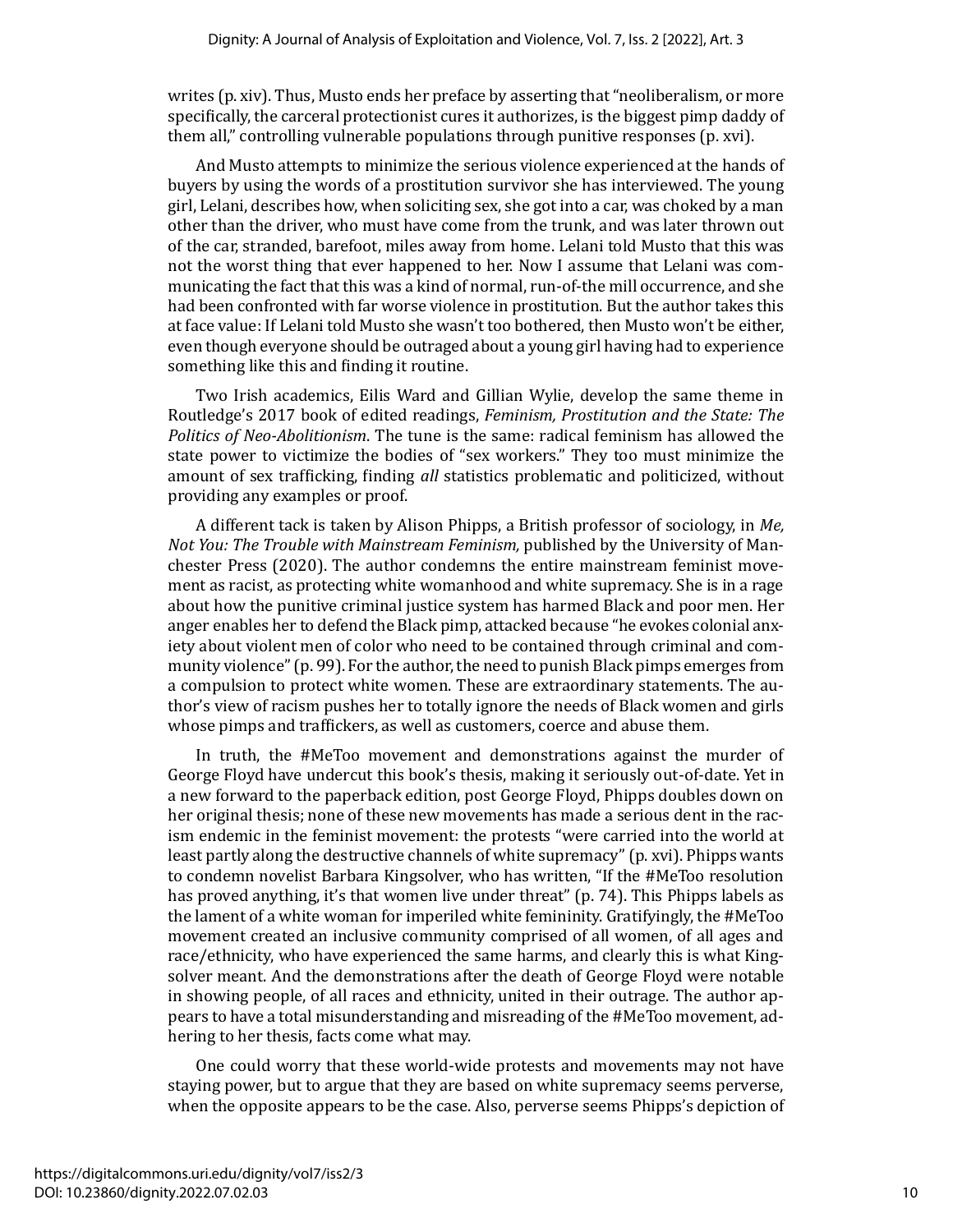writes (p. xiv). Thus, Musto ends her preface by asserting that "neoliberalism, or more specifically, the carceral protectionist cures it authorizes, is the biggest pimp daddy of them all," controlling vulnerable populations through punitive responses (p. xvi).

And Musto attempts to minimize the serious violence experienced at the hands of buyers by using the words of a prostitution survivor she has interviewed. The young girl, Lelani, describes how, when soliciting sex, she got into a car, was choked by a man other than the driver, who must have come from the trunk, and was later thrown out of the car, stranded, barefoot, miles away from home. Lelani told Musto that this was not the worst thing that ever happened to her. Now I assume that Lelani was communicating the fact that this was a kind of normal, run-of-the mill occurrence, and she had been confronted with far worse violence in prostitution. But the author takes this at face value: If Lelani told Musto she wasn't too bothered, then Musto won't be either, even though everyone should be outraged about a young girl having had to experience something like this and finding it routine.

Two Irish academics, Eilis Ward and Gillian Wylie, develop the same theme in Routledge's 2017 book of edited readings, *Feminism, Prostitution and the State: The Politics of Neo-Abolitionism*. The tune is the same: radical feminism has allowed the state power to victimize the bodies of "sex workers." They too must minimize the amount of sex trafficking, finding *all* statistics problematic and politicized, without providing any examples or proof.

A different tack is taken by Alison Phipps, a British professor of sociology, in *Me, Not You: The Trouble with Mainstream Feminism,* published by the University of Manchester Press (2020). The author condemns the entire mainstream feminist movement as racist, as protecting white womanhood and white supremacy. She is in a rage about how the punitive criminal justice system has harmed Black and poor men. Her anger enables her to defend the Black pimp, attacked because "he evokes colonial anxiety about violent men of color who need to be contained through criminal and community violence" (p. 99). For the author, the need to punish Black pimps emerges from a compulsion to protect white women. These are extraordinary statements. The author's view of racism pushes her to totally ignore the needs of Black women and girls whose pimps and traffickers, as well as customers, coerce and abuse them.

In truth, the #MeToo movement and demonstrations against the murder of George Floyd have undercut this book's thesis, making it seriously out-of-date. Yet in a new forward to the paperback edition, post George Floyd, Phipps doubles down on her original thesis; none of these new movements has made a serious dent in the racism endemic in the feminist movement: the protests "were carried into the world at least partly along the destructive channels of white supremacy" (p. xvi). Phipps wants to condemn novelist Barbara Kingsolver, who has written, "If the #MeToo resolution has proved anything, it's that women live under threat" (p. 74). This Phipps labels as the lament of a white woman for imperiled white femininity. Gratifyingly, the #MeToo movement created an inclusive community comprised of all women, of all ages and race/ethnicity, who have experienced the same harms, and clearly this is what Kingsolver meant. And the demonstrations after the death of George Floyd were notable in showing people, of all races and ethnicity, united in their outrage. The author appears to have a total misunderstanding and misreading of the #MeToo movement, adhering to her thesis, facts come what may.

One could worry that these world-wide protests and movements may not have staying power, but to argue that they are based on white supremacy seems perverse, when the opposite appears to be the case. Also, perverse seems Phipps's depiction of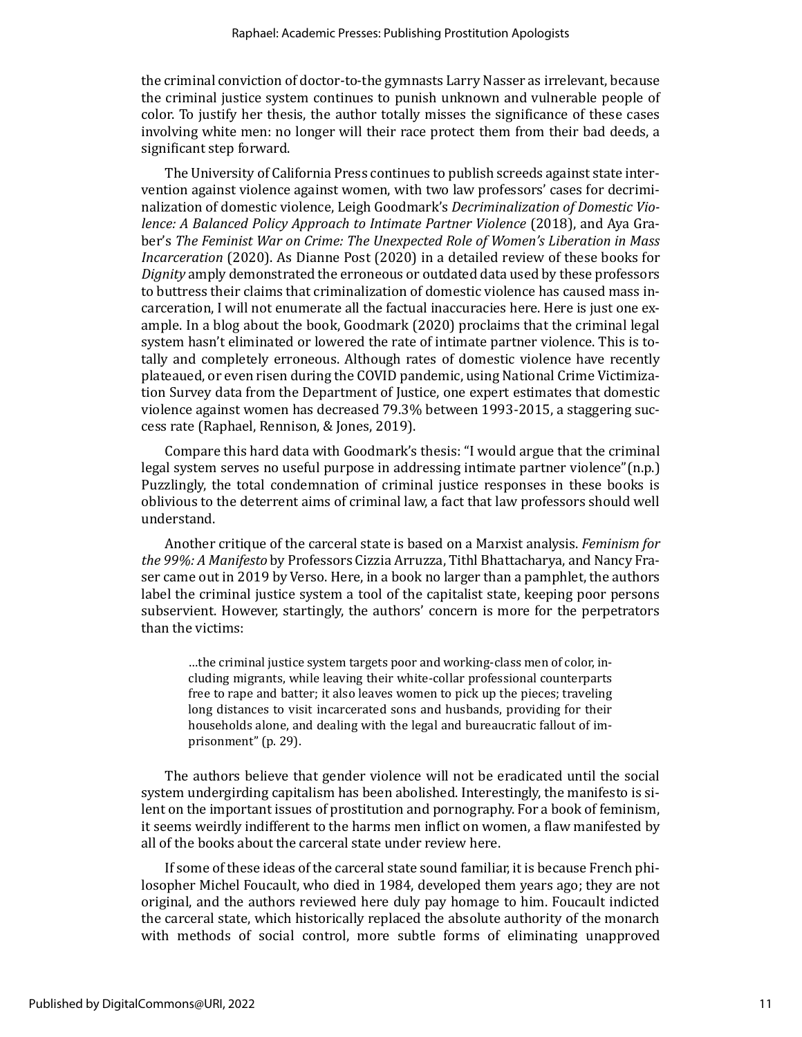the criminal conviction of doctor-to-the gymnasts Larry Nasser as irrelevant, because the criminal justice system continues to punish unknown and vulnerable people of color. To justify her thesis, the author totally misses the significance of these cases involving white men: no longer will their race protect them from their bad deeds, a significant step forward.

The University of California Press continues to publish screeds against state intervention against violence against women, with two law professors' cases for decriminalization of domestic violence, Leigh Goodmark's *Decriminalization of Domestic Violence: A Balanced Policy Approach to Intimate Partner Violence* (2018), and Aya Graber's *The Feminist War on Crime: The Unexpected Role of Women's Liberation in Mass Incarceration* (2020). As Dianne Post (2020) in a detailed review of these books for *Dignity* amply demonstrated the erroneous or outdated data used by these professors to buttress their claims that criminalization of domestic violence has caused mass incarceration, I will not enumerate all the factual inaccuracies here. Here is just one example. In a blog about the book, Goodmark (2020) proclaims that the criminal legal system hasn't eliminated or lowered the rate of intimate partner violence. This is totally and completely erroneous. Although rates of domestic violence have recently plateaued, or even risen during the COVID pandemic, using National Crime Victimization Survey data from the Department of Justice, one expert estimates that domestic violence against women has decreased 79.3% between 1993-2015, a staggering success rate (Raphael, Rennison, & Jones, 2019).

Compare this hard data with Goodmark's thesis: "I would argue that the criminal legal system serves no useful purpose in addressing intimate partner violence"(n.p.) Puzzlingly, the total condemnation of criminal justice responses in these books is oblivious to the deterrent aims of criminal law, a fact that law professors should well understand.

Another critique of the carceral state is based on a Marxist analysis. *Feminism for the 99%: A Manifesto* by Professors Cizzia Arruzza, Tithl Bhattacharya, and Nancy Fraser came out in 2019 by Verso. Here, in a book no larger than a pamphlet, the authors label the criminal justice system a tool of the capitalist state, keeping poor persons subservient. However, startingly, the authors' concern is more for the perpetrators than the victims:

> ...the criminal justice system targets poor and working-class men of color, including migrants, while leaving their white-collar professional counterparts free to rape and batter; it also leaves women to pick up the pieces; traveling long distances to visit incarcerated sons and husbands, providing for their households alone, and dealing with the legal and bureaucratic fallout of imprisonment" (p. 29).

The authors believe that gender violence will not be eradicated until the social system undergirding capitalism has been abolished. Interestingly, the manifesto is silent on the important issues of prostitution and pornography. For a book of feminism, it seems weirdly indifferent to the harms men inflict on women, a flaw manifested by all of the books about the carceral state under review here.

If some of these ideas of the carceral state sound familiar, it is because French philosopher Michel Foucault, who died in 1984, developed them years ago; they are not original, and the authors reviewed here duly pay homage to him. Foucault indicted the carceral state, which historically replaced the absolute authority of the monarch with methods of social control, more subtle forms of eliminating unapproved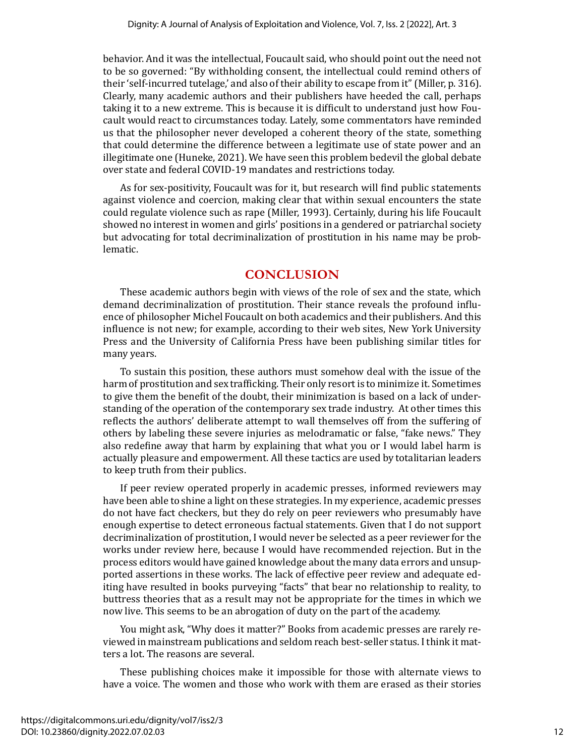behavior. And it was the intellectual, Foucault said, who should point out the need not to be so governed: "By withholding consent, the intellectual could remind others of their 'self-incurred tutelage,' and also of their ability to escape from it" (Miller, p. 316). Clearly, many academic authors and their publishers have heeded the call, perhaps taking it to a new extreme. This is because it is difficult to understand just how Foucault would react to circumstances today. Lately, some commentators have reminded us that the philosopher never developed a coherent theory of the state, something that could determine the difference between a legitimate use of state power and an illegitimate one (Huneke, 2021). We have seen this problem bedevil the global debate over state and federal COVID-19 mandates and restrictions today.

As for sex-positivity, Foucault was for it, but research will find public statements against violence and coercion, making clear that within sexual encounters the state could regulate violence such as rape (Miller, 1993). Certainly, during his life Foucault showed no interest in women and girls' positions in a gendered or patriarchal society but advocating for total decriminalization of prostitution in his name may be problematic.

## CONCLUSION

These academic authors begin with views of the role of sex and the state, which demand decriminalization of prostitution. Their stance reveals the profound influence of philosopher Michel Foucault on both academics and their publishers. And this influence is not new; for example, according to their web sites, New York University Press and the University of California Press have been publishing similar titles for many years.

To sustain this position, these authors must somehow deal with the issue of the harm of prostitution and sex trafficking. Their only resort is to minimize it. Sometimes to give them the benefit of the doubt, their minimization is based on a lack of understanding of the operation of the contemporary sex trade industry. At other times this reflects the authors' deliberate attempt to wall themselves off from the suffering of others by labeling these severe injuries as melodramatic or false, "fake news." They also redefine away that harm by explaining that what you or I would label harm is actually pleasure and empowerment. All these tactics are used by totalitarian leaders to keep truth from their publics.

If peer review operated properly in academic presses, informed reviewers may have been able to shine a light on these strategies. In my experience, academic presses do not have fact checkers, but they do rely on peer reviewers who presumably have enough expertise to detect erroneous factual statements. Given that I do not support decriminalization of prostitution, I would never be selected as a peer reviewer for the works under review here, because I would have recommended rejection. But in the process editors would have gained knowledge about the many data errors and unsupported assertions in these works. The lack of effective peer review and adequate editing have resulted in books purveying "facts" that bear no relationship to reality, to buttress theories that as a result may not be appropriate for the times in which we now live. This seems to be an abrogation of duty on the part of the academy.

You might ask, "Why does it matter?" Books from academic presses are rarely reviewed in mainstream publications and seldom reach best-seller status. I think it matters a lot. The reasons are several.

These publishing choices make it impossible for those with alternate views to have a voice. The women and those who work with them are erased as their stories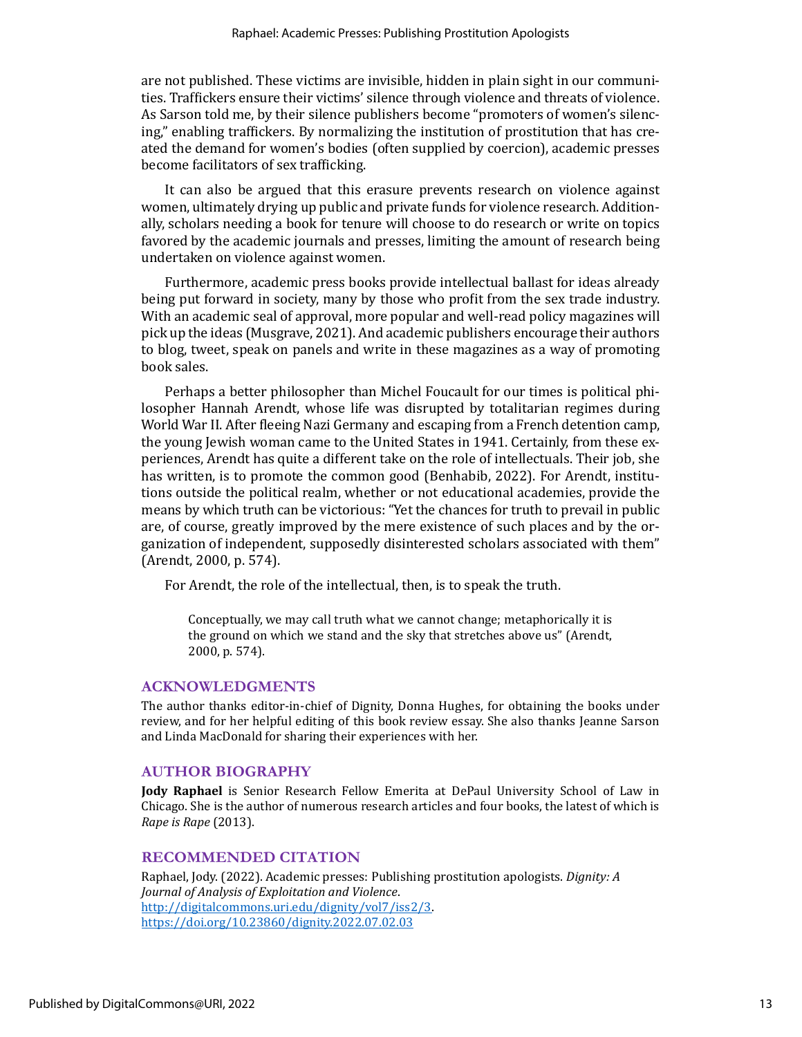are not published. These victims are invisible, hidden in plain sight in our communities. Traffickers ensure their victims' silence through violence and threats of violence. As Sarson told me, by their silence publishers become "promoters of women's silencing," enabling traffickers. By normalizing the institution of prostitution that has created the demand for women's bodies (often supplied by coercion), academic presses become facilitators of sex trafficking.

It can also be argued that this erasure prevents research on violence against women, ultimately drying up public and private funds for violence research. Additionally, scholars needing a book for tenure will choose to do research or write on topics favored by the academic journals and presses, limiting the amount of research being undertaken on violence against women.

Furthermore, academic press books provide intellectual ballast for ideas already being put forward in society, many by those who profit from the sex trade industry. With an academic seal of approval, more popular and well-read policy magazines will pick up the ideas (Musgrave, 2021). And academic publishers encourage their authors to blog, tweet, speak on panels and write in these magazines as a way of promoting book sales.

Perhaps a better philosopher than Michel Foucault for our times is political philosopher Hannah Arendt, whose life was disrupted by totalitarian regimes during World War II. After fleeing Nazi Germany and escaping from a French detention camp, the young Jewish woman came to the United States in 1941. Certainly, from these experiences, Arendt has quite a different take on the role of intellectuals. Their job, she has written, is to promote the common good (Benhabib, 2022). For Arendt, institutions outside the political realm, whether or not educational academies, provide the means by which truth can be victorious: "Yet the chances for truth to prevail in public are, of course, greatly improved by the mere existence of such places and by the organization of independent, supposedly disinterested scholars associated with them" (Arendt, 2000, p. 574).

For Arendt, the role of the intellectual, then, is to speak the truth.

> Conceptually, we may call truth what we cannot change; metaphorically it is the ground on which we stand and the sky that stretches above us" (Arendt, 2000, p. 574).

## ACKNOWLEDGMENTS

The author thanks editor-in-chief of Dignity, Donna Hughes, for obtaining the books under review, and for her helpful editing of this book review essay. She also thanks Jeanne Sarson and Linda MacDonald for sharing their experiences with her.

## AUTHOR BIOGRAPHY

**Jody Raphael** is Senior Research Fellow Emerita at DePaul University School of Law in Chicago. She is the author of numerous research articles and four books, the latest of which is *Rape is Rape* (2013).

## RECOMMENDED CITATION

Raphael, Jody. (2022). Academic presses: Publishing prostitution apologists. *Dignity: A Journal of Analysis of Exploitation and Violence*. http://digitalcommons.uri.edu/dignity/vol7/iss2/3. https://doi.org/10.23860/dignity.2022.07.02.03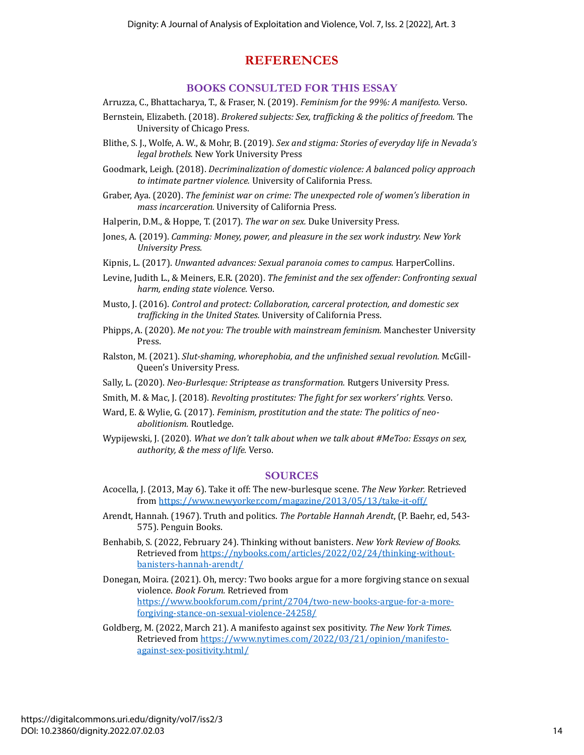# REFERENCES

## BOOKS CONSULTED FOR THIS ESSAY

Arruzza, C., Bhattacharya, T., & Fraser, N. (2019). *Feminism for the 99%: A manifesto.* Verso.

Bernstein, Elizabeth. (2018). *Brokered subjects: Sex, trafficking & the politics of freedom.* The University of Chicago Press.

Blithe, S. J., Wolfe, A. W., & Mohr, B. (2019). *Sex and stigma: Stories of everyday life in Nevada's legal brothels.* New York University Press

Goodmark, Leigh. (2018). *Decriminalization of domestic violence: A balanced policy approach to intimate partner violence.* University of California Press.

Graber, Aya. (2020). *The feminist war on crime: The unexpected role of women's liberation in mass incarceration.* University of California Press.

Halperin, D.M., & Hoppe, T. (2017). *The war on sex.* Duke University Press.

Jones, A. (2019). *Camming: Money, power, and pleasure in the sex work industry. New York University Press.*

Kipnis, L. (2017). *Unwanted advances: Sexual paranoia comes to campus.* HarperCollins.

Levine, Judith L., & Meiners, E.R. (2020). *The feminist and the sex offender: Confronting sexual harm, ending state violence.* Verso.

Musto, J. (2016). *Control and protect: Collaboration, carceral protection, and domestic sex trafficking in the United States.* University of California Press.

Phipps, A. (2020). *Me not you: The trouble with mainstream feminism.* Manchester University Press.

Ralston, M. (2021). *Slut-shaming, whorephobia, and the unfinished sexual revolution.* McGill-Queen's University Press.

Sally, L. (2020). *Neo-Burlesque: Striptease as transformation.* Rutgers University Press.

Smith, M. & Mac, J. (2018). *Revolting prostitutes: The fight for sex workers' rights.* Verso.

Ward, E. & Wylie, G. (2017). *Feminism, prostitution and the state: The politics of neo-abolitionism.* Routledge.

Wypijewski, J. (2020). *What we don't talk about when we talk about #MeToo: Essays on sex, authority, & the mess of life.* Verso.

## SOURCES

Acocella, J. (2013, May 6). Take it off: The new-burlesque scene. *The New Yorker.* Retrieved from https://www.newyorker.com/magazine/2013/05/13/take-it-off/

Arendt, Hannah. (1967). Truth and politics. *The Portable Hannah Arendt*, (P. Baehr, ed, 543-575). Penguin Books.

Benhabib, S. (2022, February 24). Thinking without banisters. *New York Review of Books.* Retrieved from https://nybooks.com/articles/2022/02/24/thinking-without-banisters-hannah-arendt/

Donegan, Moira. (2021). Oh, mercy: Two books argue for a more forgiving stance on sexual violence. *Book Forum.* Retrieved from https://www.bookforum.com/print/2704/two-new-books-argue-for-a-more-forgiving-stance-on-sexual-violence-24258/

Goldberg, M. (2022, March 21). A manifesto against sex positivity. *The New York Times.* Retrieved from https://www.nytimes.com/2022/03/21/opinion/manifesto-against-sex-positivity.html/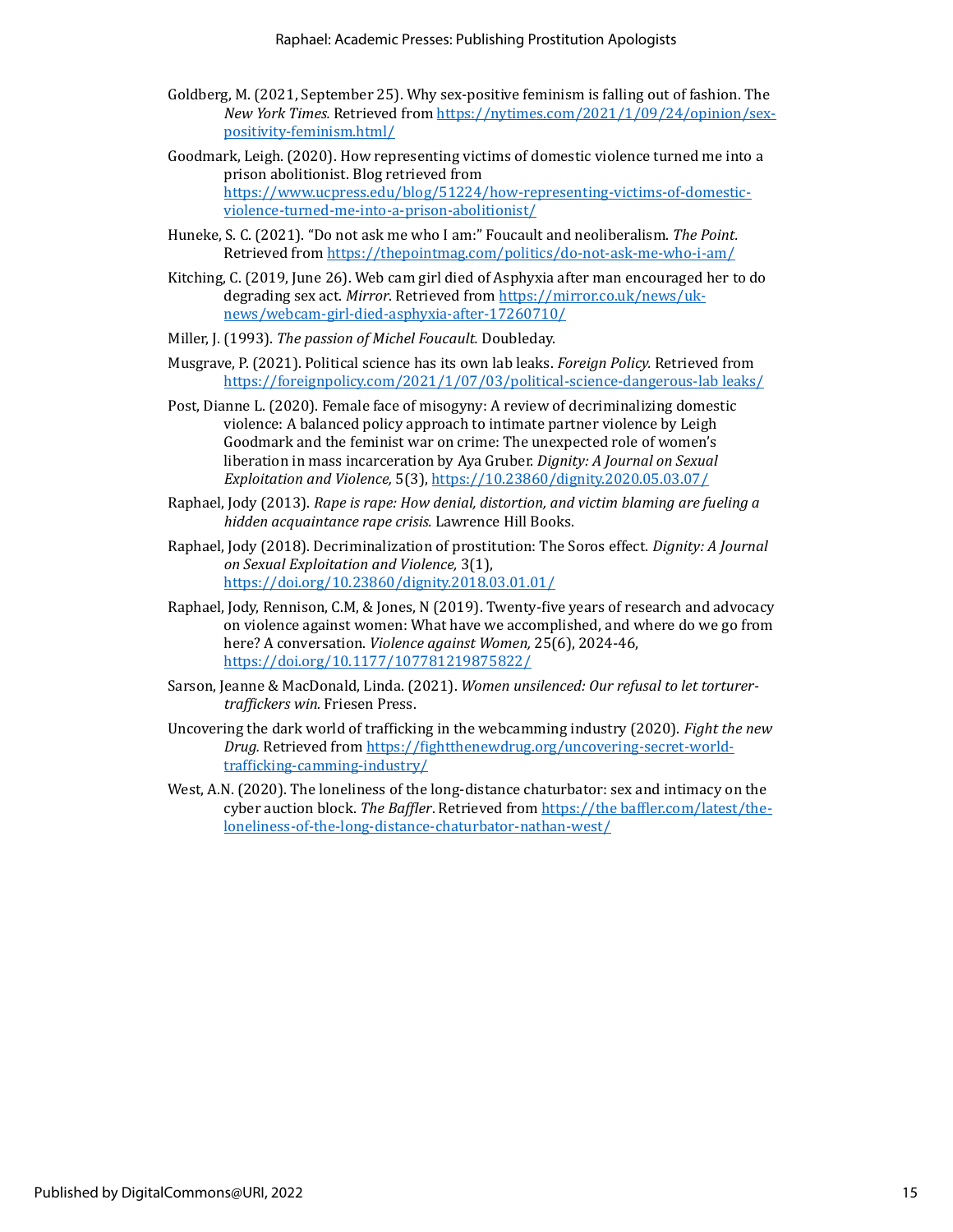Goldberg, M. (2021, September 25). Why sex-positive feminism is falling out of fashion. The *New York Times.* Retrieved from https://nytimes.com/2021/1/09/24/opinion/sex-positivity-feminism.html/

Goodmark, Leigh. (2020). How representing victims of domestic violence turned me into a prison abolitionist. Blog retrieved from https://www.ucpress.edu/blog/51224/how-representing-victims-of-domestic-violence-turned-me-into-a-prison-abolitionist/

Huneke, S. C. (2021). "Do not ask me who I am:" Foucault and neoliberalism. *The Point.* Retrieved from https://thepointmag.com/politics/do-not-ask-me-who-i-am/

Kitching, C. (2019, June 26). Web cam girl died of Asphyxia after man encouraged her to do degrading sex act. *Mirror*. Retrieved from https://mirror.co.uk/news/uk-news/webcam-girl-died-asphyxia-after-17260710/

Miller, J. (1993). *The passion of Michel Foucault.* Doubleday.

Musgrave, P. (2021). Political science has its own lab leaks. *Foreign Policy.* Retrieved from https://foreignpolicy.com/2021/1/07/03/political-science-dangerous-lab leaks/

Post, Dianne L. (2020). Female face of misogyny: A review of decriminalizing domestic violence: A balanced policy approach to intimate partner violence by Leigh Goodmark and the feminist war on crime: The unexpected role of women's liberation in mass incarceration by Aya Gruber. *Dignity: A Journal on Sexual Exploitation and Violence,* 5(3), https://10.23860/dignity.2020.05.03.07/

Raphael, Jody (2013). *Rape is rape: How denial, distortion, and victim blaming are fueling a hidden acquaintance rape crisis.* Lawrence Hill Books.

Raphael, Jody (2018). Decriminalization of prostitution: The Soros effect. *Dignity: A Journal on Sexual Exploitation and Violence,* 3(1), https://doi.org/10.23860/dignity.2018.03.01.01/

Raphael, Jody, Rennison, C.M, & Jones, N (2019). Twenty-five years of research and advocacy on violence against women: What have we accomplished, and where do we go from here? A conversation. *Violence against Women,* 25(6), 2024-46, https://doi.org/10.1177/107781219875822/

Sarson, Jeanne & MacDonald, Linda. (2021). *Women unsilenced: Our refusal to let torturer-traffickers win.* Friesen Press.

Uncovering the dark world of trafficking in the webcamming industry (2020). *Fight the new Drug.* Retrieved from https://fightthenewdrug.org/uncovering-secret-world-trafficking-camming-industry/

West, A.N. (2020). The loneliness of the long-distance chaturbator: sex and intimacy on the cyber auction block. *The Baffler*. Retrieved from https://the baffler.com/latest/the-loneliness-of-the-long-distance-chaturbator-nathan-west/